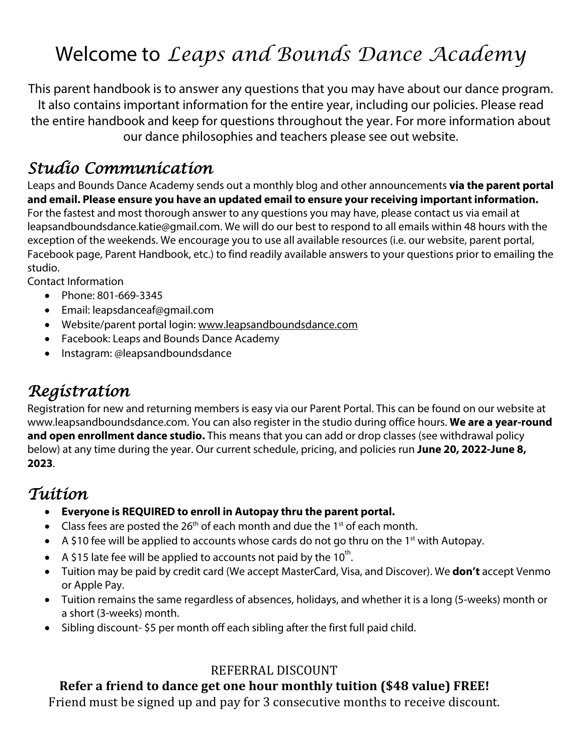# Welcome to *Leaps and Bounds Dance Academy*

This parent handbook is to answer any questions that you may have about our dance program. It also contains important information for the entire year, including our policies. Please read the entire handbook and keep for questions throughout the year. For more information about our dance philosophies and teachers please see out website.

## *Studio Communication*

Leaps and Bounds Dance Academy sends out a monthly blog and other announcements **via the parent portal and email. Please ensure you have an updated email to ensure your receiving important information.** For the fastest and most thorough answer to any questions you may have, please contact us via email at leapsandboundsdance.katie@gmail.com. We will do our best to respond to all emails within 48 hours with the exception of the weekends. We encourage you to use all available resources (i.e. our website, parent portal, Facebook page, Parent Handbook, etc.) to find readily available answers to your questions prior to emailing the studio.

Contact Information

- Phone: 801-669-3345
- Email: leapsdanceaf@gmail.com
- Website/parent portal login: www.leapsandboundsdance.com
- Facebook: Leaps and Bounds Dance Academy
- Instagram: @leapsandboundsdance

## *Registration*

Registration for new and returning members is easy via our Parent Portal. This can be found on our website at www.leapsandboundsdance.com. You can also register in the studio during office hours. **We are a year-round and open enrollment dance studio.** This means that you can add or drop classes (see withdrawal policy below) at any time during the year. Our current schedule, pricing, and policies run **June 20, 2022-June 8, 2023**.

## *Tuition*

- **Everyone is REQUIRED to enroll in Autopay thru the parent portal.**
- Class fees are posted the 26th of each month and due the 1st of each month.
- A $10 fee will be applied to accounts whose cards do not go thru on the 1st with Autopay.
- A $15 late fee will be applied to accounts not paid by the 10th.
- Tuition may be paid by credit card (We accept MasterCard, Visa, and Discover). We **don't** accept Venmo or Apple Pay.
- Tuition remains the same regardless of absences, holidays, and whether it is a long (5-weeks) month or a short (3-weeks) month.
- Sibling discount- $5 per month off each sibling after the first full paid child.

REFERRAL DISCOUNT

**Refer a friend to dance get one hour monthly tuition ($48 value) FREE!**

Friend must be signed up and pay for 3 consecutive months to receive discount.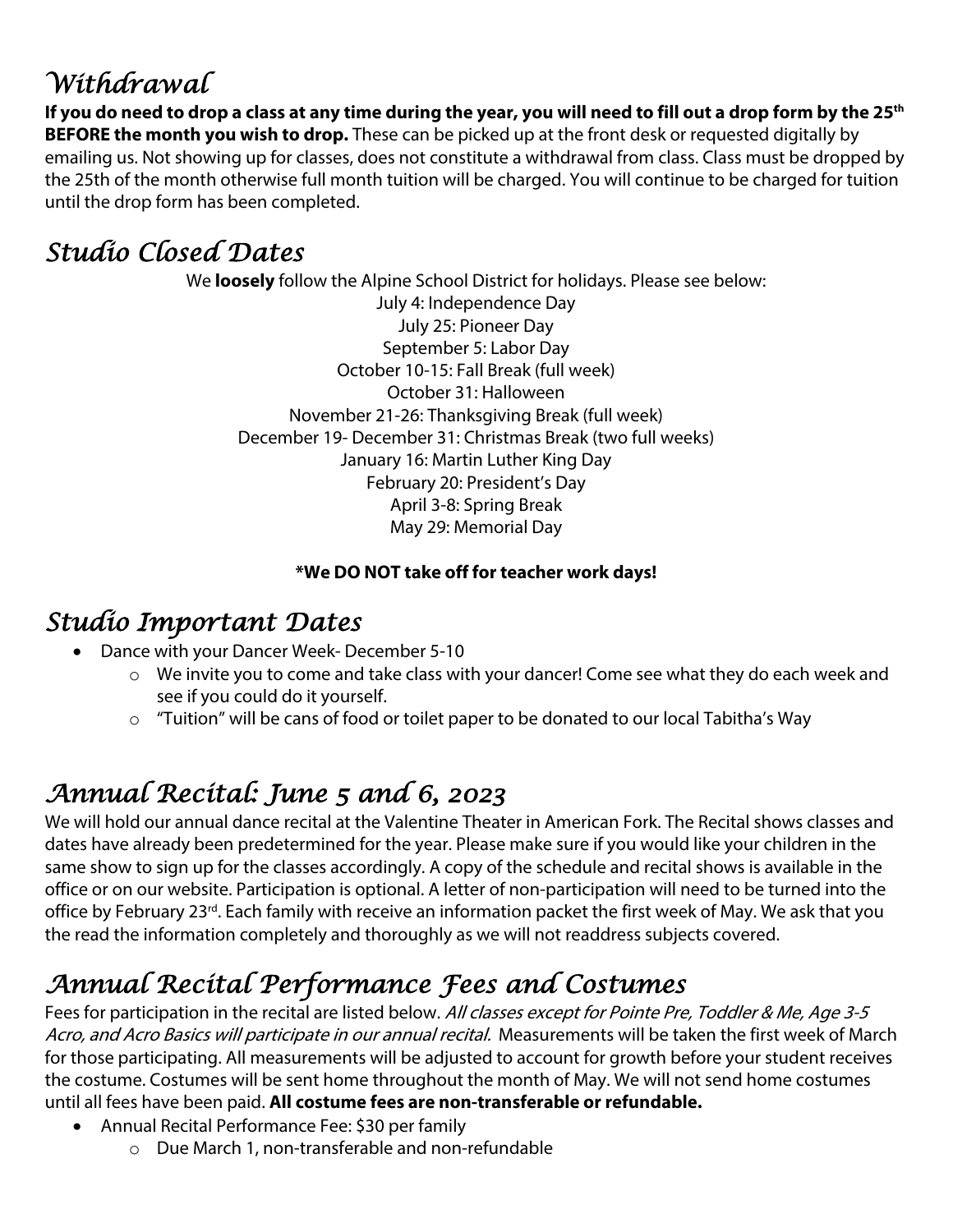## *Withdrawal*

**If you do need to drop a class at any time during the year, you will need to fill out a drop form by the 25th BEFORE the month you wish to drop.** These can be picked up at the front desk or requested digitally by emailing us. Not showing up for classes, does not constitute a withdrawal from class. Class must be dropped by the 25th of the month otherwise full month tuition will be charged. You will continue to be charged for tuition until the drop form has been completed.

## *Studio Closed Dates*

We **loosely** follow the Alpine School District for holidays. Please see below:

July 4: Independence Day
July 25: Pioneer Day
September 5: Labor Day
October 10-15: Fall Break (full week)
October 31: Halloween
November 21-26: Thanksgiving Break (full week)
December 19- December 31: Christmas Break (two full weeks)
January 16: Martin Luther King Day
February 20: President's Day
April 3-8: Spring Break
May 29: Memorial Day

**\*We DO NOT take off for teacher work days!**

## *Studio Important Dates*

- Dance with your Dancer Week- December 5-10
  - We invite you to come and take class with your dancer! Come see what they do each week and see if you could do it yourself.
  - "Tuition" will be cans of food or toilet paper to be donated to our local Tabitha's Way

## *Annual Recital: June 5 and 6, 2023*

We will hold our annual dance recital at the Valentine Theater in American Fork. The Recital shows classes and dates have already been predetermined for the year. Please make sure if you would like your children in the same show to sign up for the classes accordingly. A copy of the schedule and recital shows is available in the office or on our website. Participation is optional. A letter of non-participation will need to be turned into the office by February 23rd. Each family with receive an information packet the first week of May. We ask that you the read the information completely and thoroughly as we will not readdress subjects covered.

## *Annual Recital Performance Fees and Costumes*

Fees for participation in the recital are listed below. *All classes except for Pointe Pre, Toddler & Me, Age 3-5 Acro, and Acro Basics will participate in our annual recital.* Measurements will be taken the first week of March for those participating. All measurements will be adjusted to account for growth before your student receives the costume. Costumes will be sent home throughout the month of May. We will not send home costumes until all fees have been paid. **All costume fees are non-transferable or refundable.**

- Annual Recital Performance Fee: $30 per family
  - Due March 1, non-transferable and non-refundable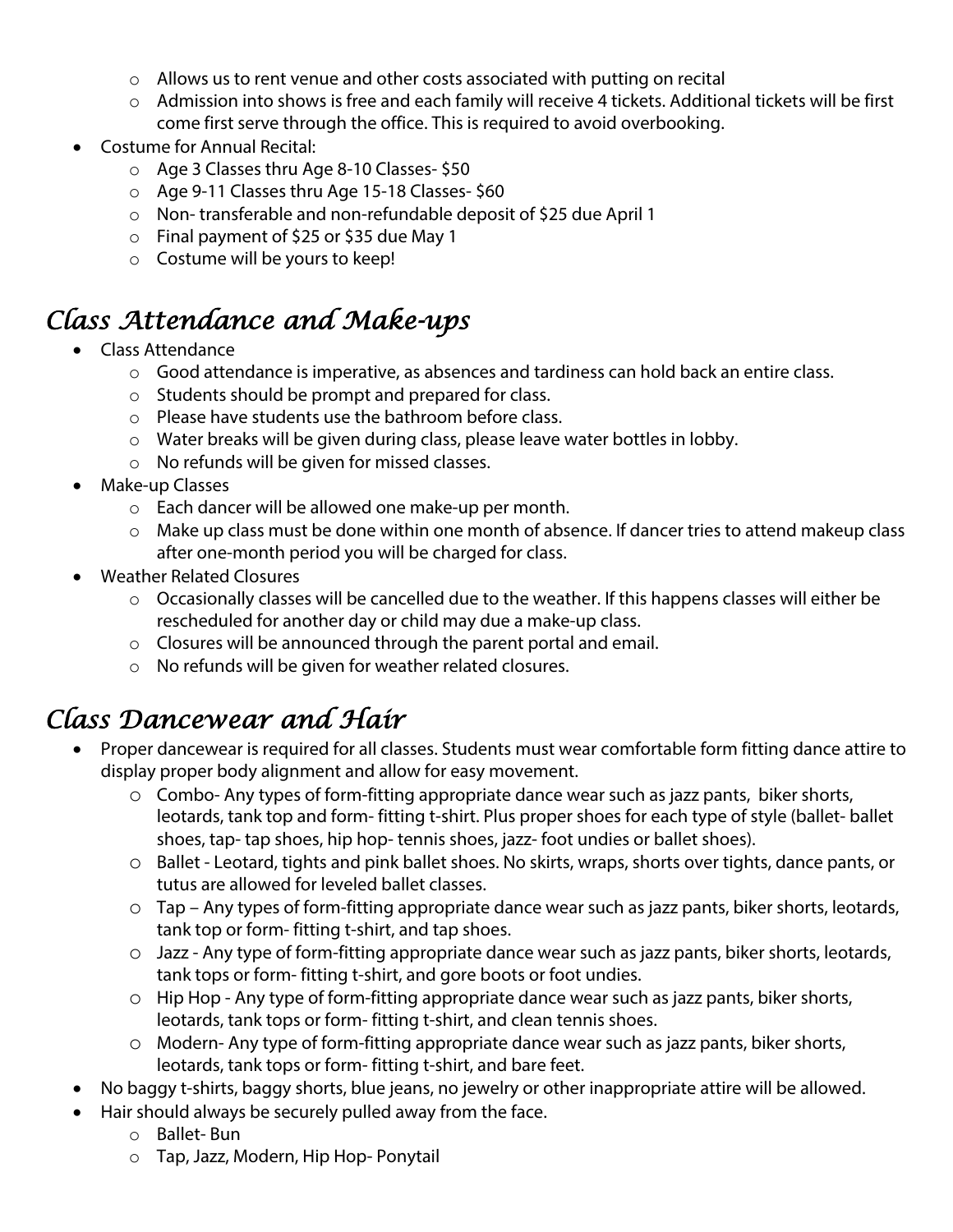- Allows us to rent venue and other costs associated with putting on recital
    - Admission into shows is free and each family will receive 4 tickets. Additional tickets will be first come first serve through the office. This is required to avoid overbooking.
- Costume for Annual Recital:
    - Age 3 Classes thru Age 8-10 Classes- $50
    - Age 9-11 Classes thru Age 15-18 Classes- $60
    - Non- transferable and non-refundable deposit of $25 due April 1
    - Final payment of $25 or $35 due May 1
    - Costume will be yours to keep!

## *Class Attendance and Make-ups*

- Class Attendance
    - Good attendance is imperative, as absences and tardiness can hold back an entire class.
    - Students should be prompt and prepared for class.
    - Please have students use the bathroom before class.
    - Water breaks will be given during class, please leave water bottles in lobby.
    - No refunds will be given for missed classes.
- Make-up Classes
    - Each dancer will be allowed one make-up per month.
    - Make up class must be done within one month of absence. If dancer tries to attend makeup class after one-month period you will be charged for class.
- Weather Related Closures
    - Occasionally classes will be cancelled due to the weather. If this happens classes will either be rescheduled for another day or child may due a make-up class.
    - Closures will be announced through the parent portal and email.
    - No refunds will be given for weather related closures.

## *Class Dancewear and Hair*

- Proper dancewear is required for all classes. Students must wear comfortable form fitting dance attire to display proper body alignment and allow for easy movement.
    - Combo- Any types of form-fitting appropriate dance wear such as jazz pants, biker shorts, leotards, tank top and form- fitting t-shirt. Plus proper shoes for each type of style (ballet- ballet shoes, tap- tap shoes, hip hop- tennis shoes, jazz- foot undies or ballet shoes).
    - Ballet - Leotard, tights and pink ballet shoes. No skirts, wraps, shorts over tights, dance pants, or tutus are allowed for leveled ballet classes.
    - Tap – Any types of form-fitting appropriate dance wear such as jazz pants, biker shorts, leotards, tank top or form- fitting t-shirt, and tap shoes.
    - Jazz - Any type of form-fitting appropriate dance wear such as jazz pants, biker shorts, leotards, tank tops or form- fitting t-shirt, and gore boots or foot undies.
    - Hip Hop - Any type of form-fitting appropriate dance wear such as jazz pants, biker shorts, leotards, tank tops or form- fitting t-shirt, and clean tennis shoes.
    - Modern- Any type of form-fitting appropriate dance wear such as jazz pants, biker shorts, leotards, tank tops or form- fitting t-shirt, and bare feet.
- No baggy t-shirts, baggy shorts, blue jeans, no jewelry or other inappropriate attire will be allowed.
- Hair should always be securely pulled away from the face.
    - Ballet- Bun
    - Tap, Jazz, Modern, Hip Hop- Ponytail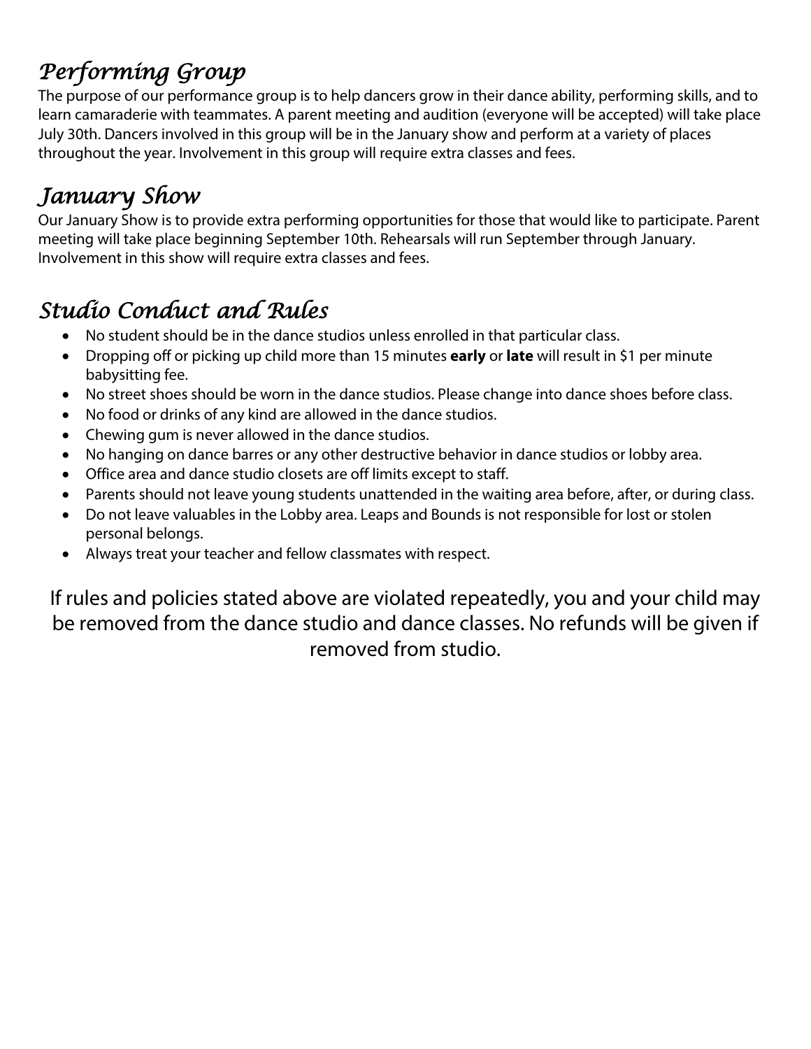## *Performing Group*

The purpose of our performance group is to help dancers grow in their dance ability, performing skills, and to learn camaraderie with teammates. A parent meeting and audition (everyone will be accepted) will take place July 30th. Dancers involved in this group will be in the January show and perform at a variety of places throughout the year. Involvement in this group will require extra classes and fees.

## *January Show*

Our January Show is to provide extra performing opportunities for those that would like to participate. Parent meeting will take place beginning September 10th. Rehearsals will run September through January. Involvement in this show will require extra classes and fees.

## *Studio Conduct and Rules*

- No student should be in the dance studios unless enrolled in that particular class.
- Dropping off or picking up child more than 15 minutes **early** or **late** will result in $1 per minute babysitting fee.
- No street shoes should be worn in the dance studios. Please change into dance shoes before class.
- No food or drinks of any kind are allowed in the dance studios.
- Chewing gum is never allowed in the dance studios.
- No hanging on dance barres or any other destructive behavior in dance studios or lobby area.
- Office area and dance studio closets are off limits except to staff.
- Parents should not leave young students unattended in the waiting area before, after, or during class.
- Do not leave valuables in the Lobby area. Leaps and Bounds is not responsible for lost or stolen personal belongs.
- Always treat your teacher and fellow classmates with respect.

If rules and policies stated above are violated repeatedly, you and your child may be removed from the dance studio and dance classes. No refunds will be given if removed from studio.